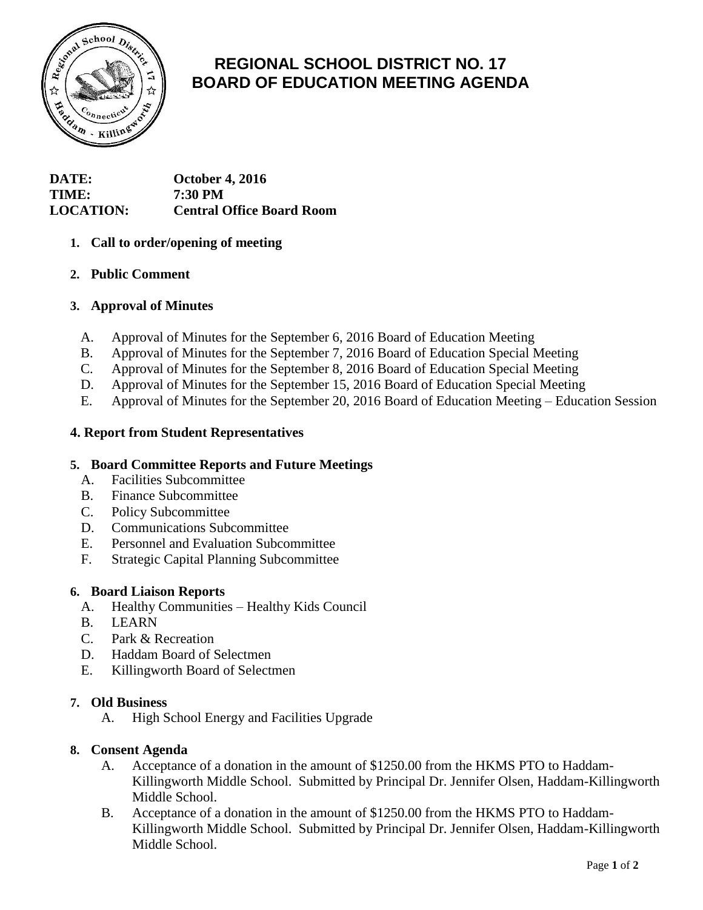# REGIONAL SCHOOL DISTRICT NO. 17
# BOARD OF EDUCATION MEETING AGENDA

**DATE:** October 4, 2016
**TIME:** 7:30 PM
**LOCATION:** Central Office Board Room

1. **Call to order/opening of meeting**

2. **Public Comment**

3. **Approval of Minutes**

   A. Approval of Minutes for the September 6, 2016 Board of Education Meeting
   B. Approval of Minutes for the September 7, 2016 Board of Education Special Meeting
   C. Approval of Minutes for the September 8, 2016 Board of Education Special Meeting
   D. Approval of Minutes for the September 15, 2016 Board of Education Special Meeting
   E. Approval of Minutes for the September 20, 2016 Board of Education Meeting – Education Session

4. **Report from Student Representatives**

5. **Board Committee Reports and Future Meetings**

   A. Facilities Subcommittee
   B. Finance Subcommittee
   C. Policy Subcommittee
   D. Communications Subcommittee
   E. Personnel and Evaluation Subcommittee
   F. Strategic Capital Planning Subcommittee

6. **Board Liaison Reports**

   A. Healthy Communities – Healthy Kids Council
   B. LEARN
   C. Park & Recreation
   D. Haddam Board of Selectmen
   E. Killingworth Board of Selectmen

7. **Old Business**

   A. High School Energy and Facilities Upgrade

8. **Consent Agenda**

   A. Acceptance of a donation in the amount of $1250.00 from the HKMS PTO to Haddam-Killingworth Middle School. Submitted by Principal Dr. Jennifer Olsen, Haddam-Killingworth Middle School.
   B. Acceptance of a donation in the amount of $1250.00 from the HKMS PTO to Haddam-Killingworth Middle School. Submitted by Principal Dr. Jennifer Olsen, Haddam-Killingworth Middle School.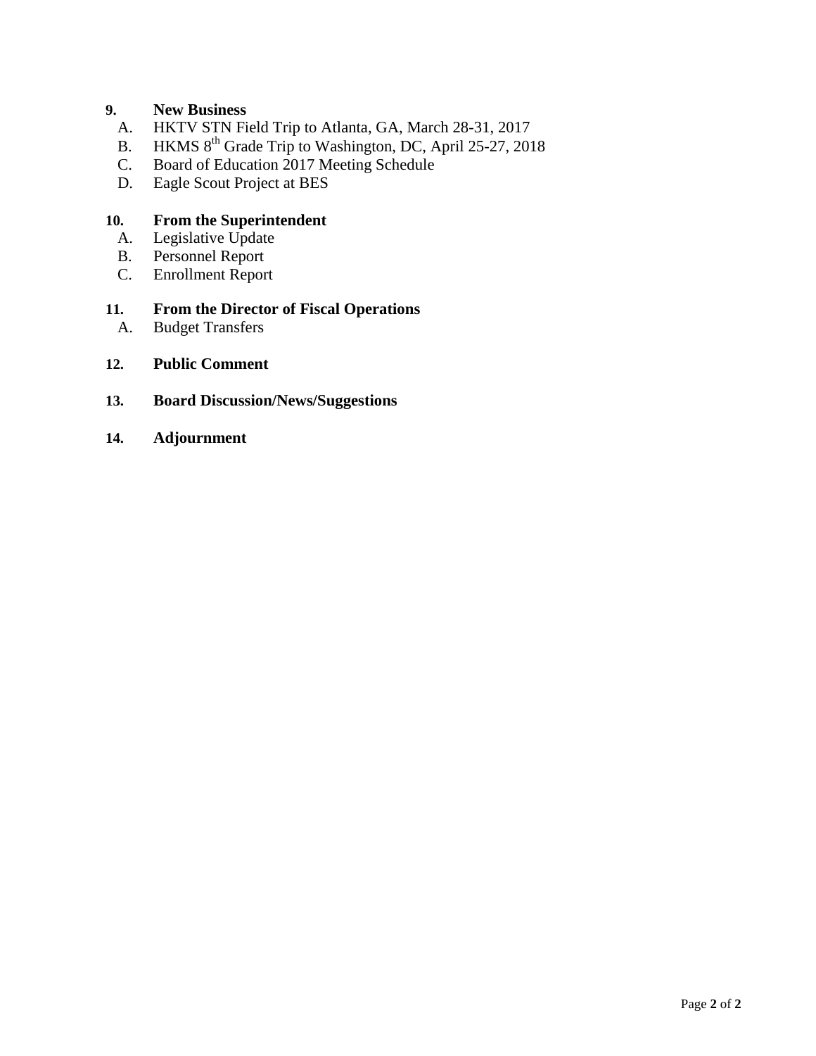**9. New Business**

A. HKTV STN Field Trip to Atlanta, GA, March 28-31, 2017
B. HKMS 8th Grade Trip to Washington, DC, April 25-27, 2018
C. Board of Education 2017 Meeting Schedule
D. Eagle Scout Project at BES

**10. From the Superintendent**

A. Legislative Update
B. Personnel Report
C. Enrollment Report

**11. From the Director of Fiscal Operations**

A. Budget Transfers

**12. Public Comment**

**13. Board Discussion/News/Suggestions**

**14. Adjournment**